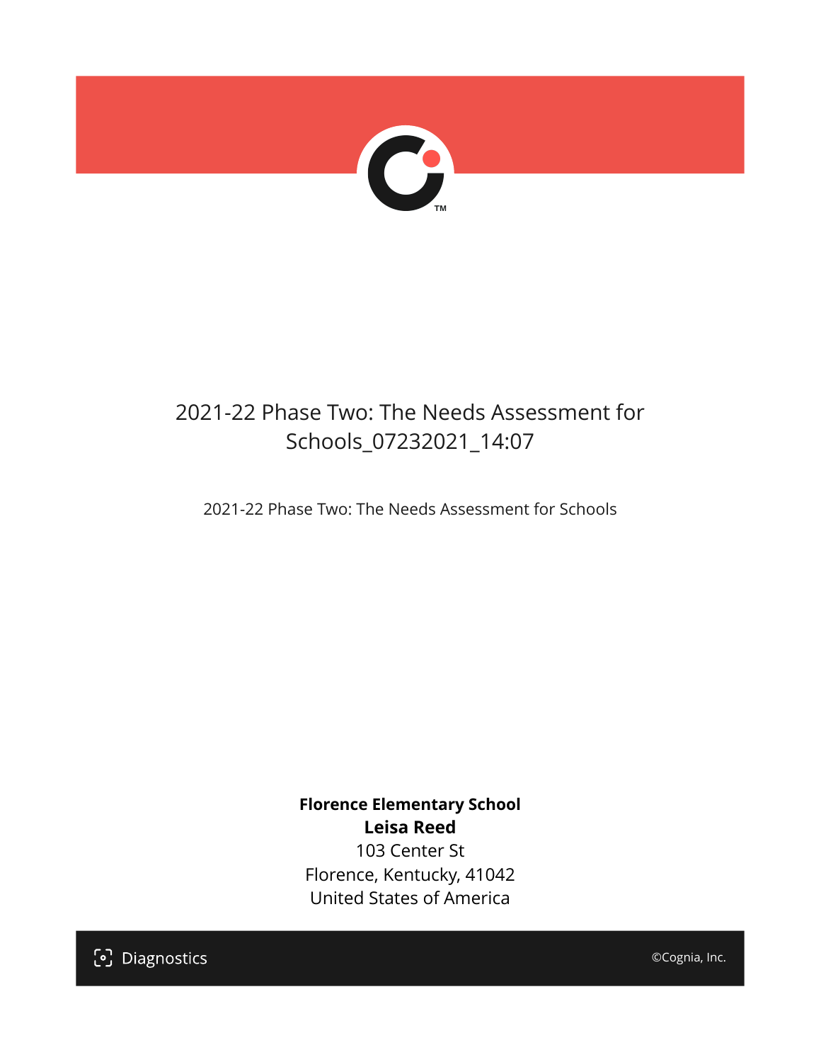# 2021-22 Phase Two: The Needs Assessment for Schools_07232021_14:07

2021-22 Phase Two: The Needs Assessment for Schools

**Florence Elementary School**
**Leisa Reed**
103 Center St
Florence, Kentucky, 41042
United States of America

Diagnostics

©Cognia, Inc.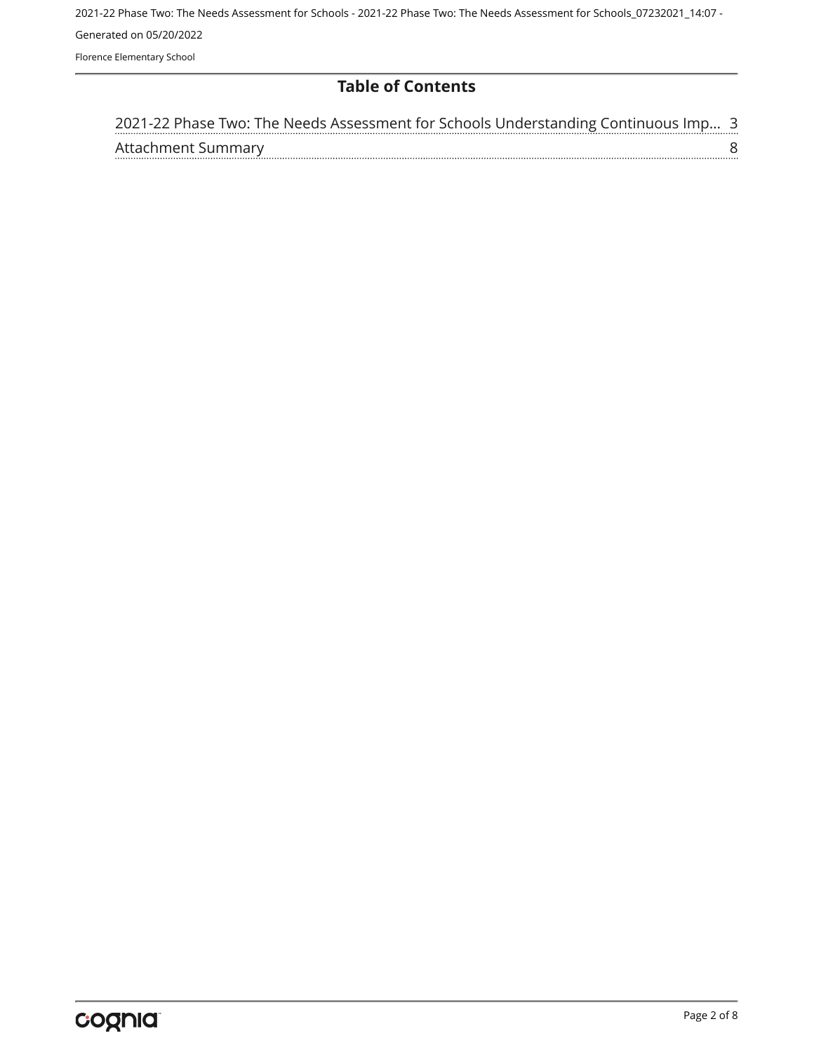## Table of Contents

2021-22 Phase Two: The Needs Assessment for Schools Understanding Continuous Imp... 3

Attachment Summary 8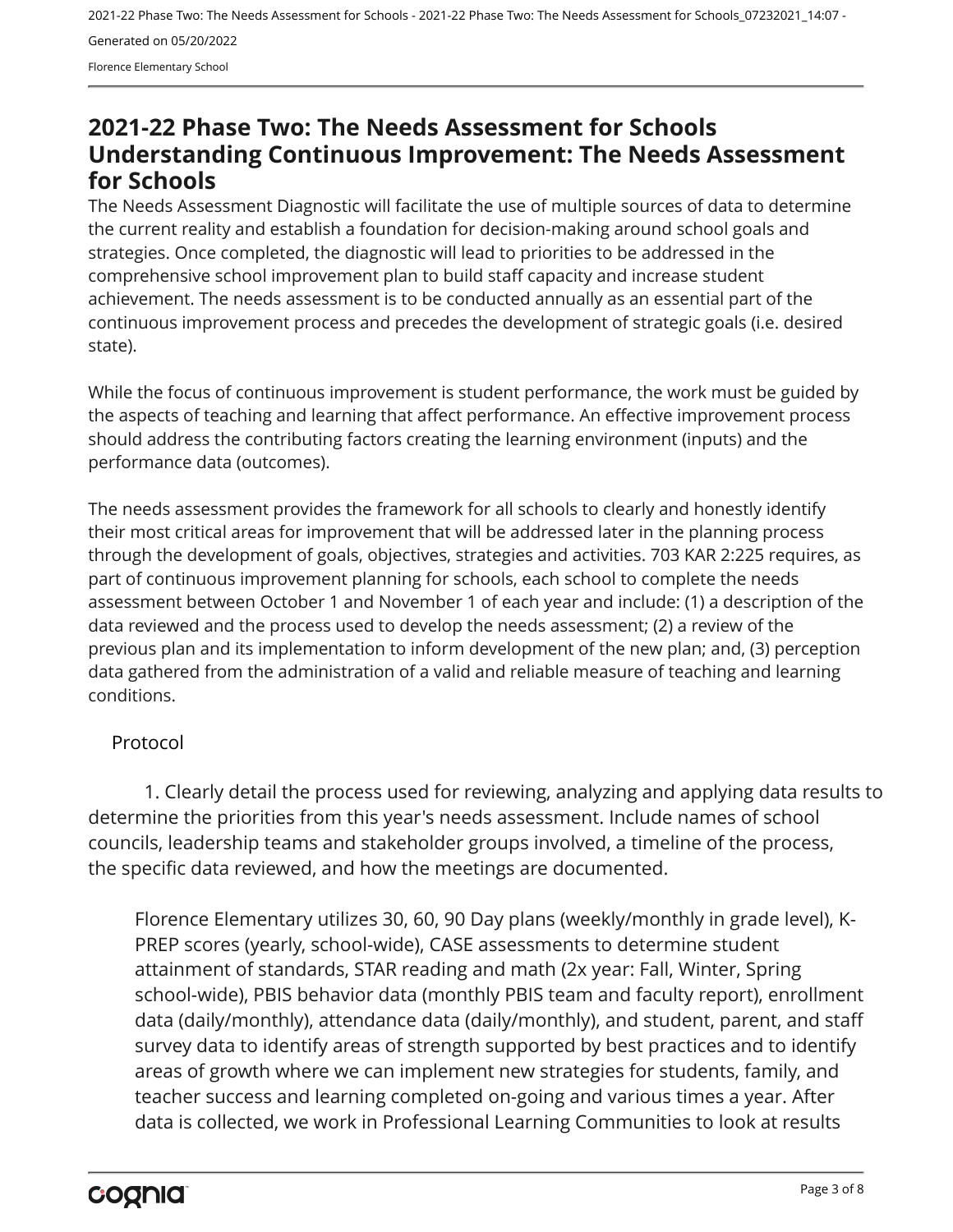# 2021-22 Phase Two: The Needs Assessment for Schools Understanding Continuous Improvement: The Needs Assessment for Schools

The Needs Assessment Diagnostic will facilitate the use of multiple sources of data to determine the current reality and establish a foundation for decision-making around school goals and strategies. Once completed, the diagnostic will lead to priorities to be addressed in the comprehensive school improvement plan to build staff capacity and increase student achievement. The needs assessment is to be conducted annually as an essential part of the continuous improvement process and precedes the development of strategic goals (i.e. desired state).

While the focus of continuous improvement is student performance, the work must be guided by the aspects of teaching and learning that affect performance. An effective improvement process should address the contributing factors creating the learning environment (inputs) and the performance data (outcomes).

The needs assessment provides the framework for all schools to clearly and honestly identify their most critical areas for improvement that will be addressed later in the planning process through the development of goals, objectives, strategies and activities. 703 KAR 2:225 requires, as part of continuous improvement planning for schools, each school to complete the needs assessment between October 1 and November 1 of each year and include: (1) a description of the data reviewed and the process used to develop the needs assessment; (2) a review of the previous plan and its implementation to inform development of the new plan; and, (3) perception data gathered from the administration of a valid and reliable measure of teaching and learning conditions.

## Protocol

1. Clearly detail the process used for reviewing, analyzing and applying data results to determine the priorities from this year's needs assessment. Include names of school councils, leadership teams and stakeholder groups involved, a timeline of the process, the specific data reviewed, and how the meetings are documented.

Florence Elementary utilizes 30, 60, 90 Day plans (weekly/monthly in grade level), K-PREP scores (yearly, school-wide), CASE assessments to determine student attainment of standards, STAR reading and math (2x year: Fall, Winter, Spring school-wide), PBIS behavior data (monthly PBIS team and faculty report), enrollment data (daily/monthly), attendance data (daily/monthly), and student, parent, and staff survey data to identify areas of strength supported by best practices and to identify areas of growth where we can implement new strategies for students, family, and teacher success and learning completed on-going and various times a year. After data is collected, we work in Professional Learning Communities to look at results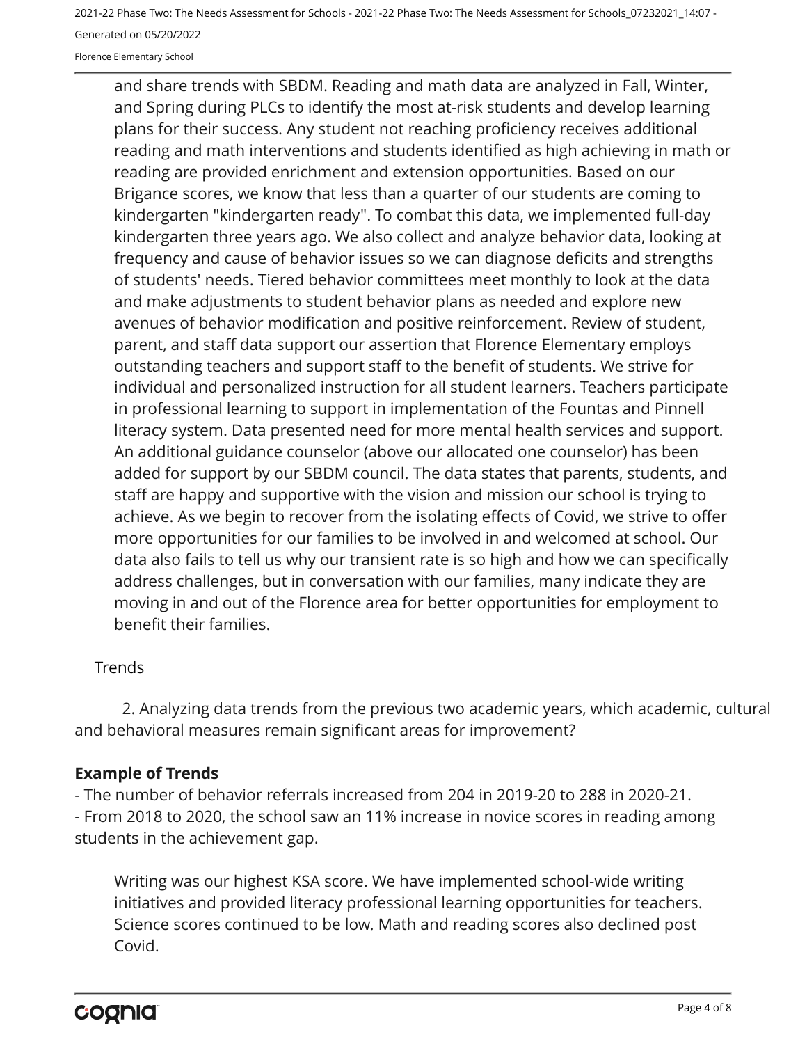and share trends with SBDM. Reading and math data are analyzed in Fall, Winter, and Spring during PLCs to identify the most at-risk students and develop learning plans for their success. Any student not reaching proficiency receives additional reading and math interventions and students identified as high achieving in math or reading are provided enrichment and extension opportunities. Based on our Brigance scores, we know that less than a quarter of our students are coming to kindergarten "kindergarten ready". To combat this data, we implemented full-day kindergarten three years ago. We also collect and analyze behavior data, looking at frequency and cause of behavior issues so we can diagnose deficits and strengths of students' needs. Tiered behavior committees meet monthly to look at the data and make adjustments to student behavior plans as needed and explore new avenues of behavior modification and positive reinforcement. Review of student, parent, and staff data support our assertion that Florence Elementary employs outstanding teachers and support staff to the benefit of students. We strive for individual and personalized instruction for all student learners. Teachers participate in professional learning to support in implementation of the Fountas and Pinnell literacy system. Data presented need for more mental health services and support. An additional guidance counselor (above our allocated one counselor) has been added for support by our SBDM council. The data states that parents, students, and staff are happy and supportive with the vision and mission our school is trying to achieve. As we begin to recover from the isolating effects of Covid, we strive to offer more opportunities for our families to be involved in and welcomed at school. Our data also fails to tell us why our transient rate is so high and how we can specifically address challenges, but in conversation with our families, many indicate they are moving in and out of the Florence area for better opportunities for employment to benefit their families.

Trends

2. Analyzing data trends from the previous two academic years, which academic, cultural and behavioral measures remain significant areas for improvement?

**Example of Trends**

- The number of behavior referrals increased from 204 in 2019-20 to 288 in 2020-21.
- From 2018 to 2020, the school saw an 11% increase in novice scores in reading among students in the achievement gap.

Writing was our highest KSA score. We have implemented school-wide writing initiatives and provided literacy professional learning opportunities for teachers. Science scores continued to be low. Math and reading scores also declined post Covid.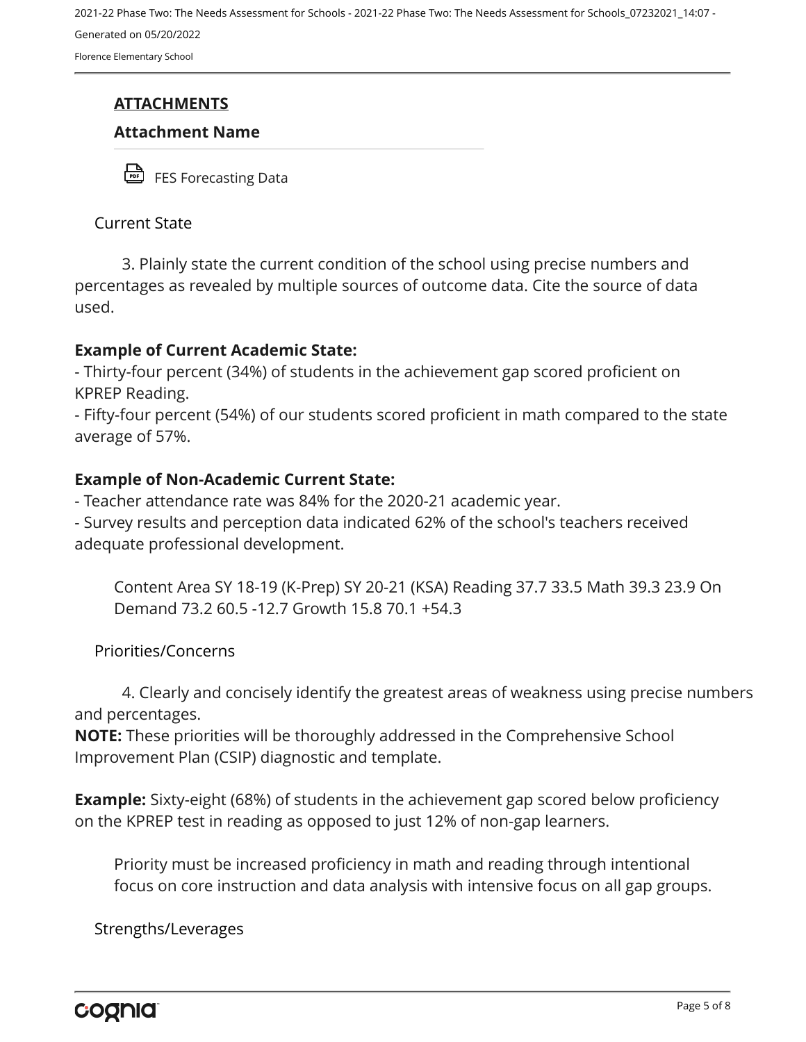**ATTACHMENTS**

**Attachment Name**

FES Forecasting Data

Current State

3. Plainly state the current condition of the school using precise numbers and percentages as revealed by multiple sources of outcome data. Cite the source of data used.

**Example of Current Academic State:**
- Thirty-four percent (34%) of students in the achievement gap scored proficient on KPREP Reading.
- Fifty-four percent (54%) of our students scored proficient in math compared to the state average of 57%.

**Example of Non-Academic Current State:**
- Teacher attendance rate was 84% for the 2020-21 academic year.
- Survey results and perception data indicated 62% of the school's teachers received adequate professional development.

Content Area SY 18-19 (K-Prep) SY 20-21 (KSA) Reading 37.7 33.5 Math 39.3 23.9 On Demand 73.2 60.5 -12.7 Growth 15.8 70.1 +54.3

Priorities/Concerns

4. Clearly and concisely identify the greatest areas of weakness using precise numbers and percentages.
**NOTE:** These priorities will be thoroughly addressed in the Comprehensive School Improvement Plan (CSIP) diagnostic and template.

**Example:** Sixty-eight (68%) of students in the achievement gap scored below proficiency on the KPREP test in reading as opposed to just 12% of non-gap learners.

Priority must be increased proficiency in math and reading through intentional focus on core instruction and data analysis with intensive focus on all gap groups.

Strengths/Leverages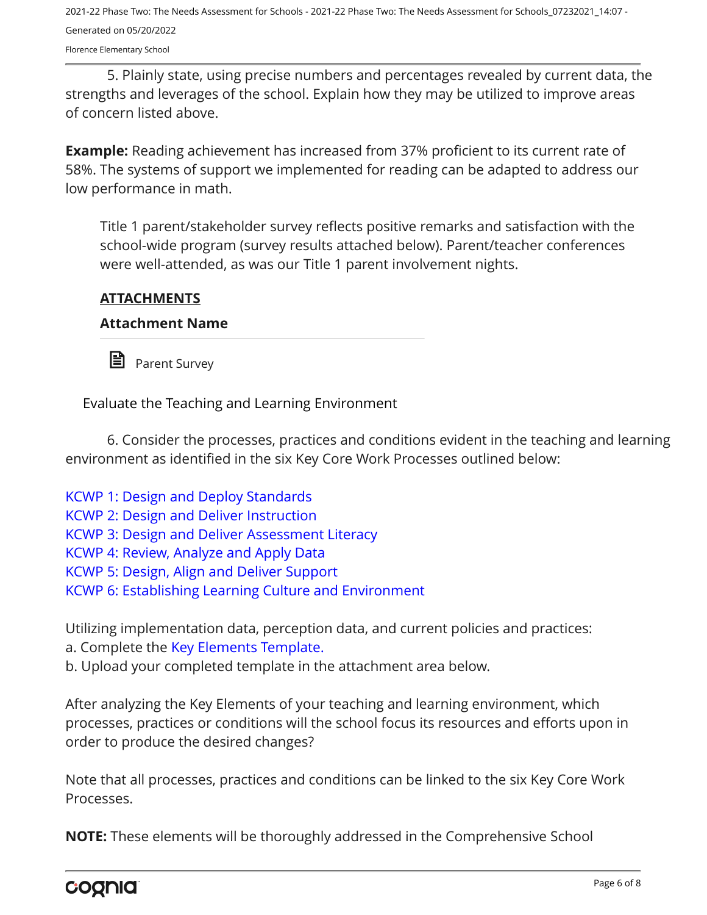5. Plainly state, using precise numbers and percentages revealed by current data, the strengths and leverages of the school. Explain how they may be utilized to improve areas of concern listed above.

**Example:** Reading achievement has increased from 37% proficient to its current rate of 58%. The systems of support we implemented for reading can be adapted to address our low performance in math.

Title 1 parent/stakeholder survey reflects positive remarks and satisfaction with the school-wide program (survey results attached below). Parent/teacher conferences were well-attended, as was our Title 1 parent involvement nights.

**ATTACHMENTS**

**Attachment Name**

Parent Survey

Evaluate the Teaching and Learning Environment

6. Consider the processes, practices and conditions evident in the teaching and learning environment as identified in the six Key Core Work Processes outlined below:

KCWP 1: Design and Deploy Standards
KCWP 2: Design and Deliver Instruction
KCWP 3: Design and Deliver Assessment Literacy
KCWP 4: Review, Analyze and Apply Data
KCWP 5: Design, Align and Deliver Support
KCWP 6: Establishing Learning Culture and Environment

Utilizing implementation data, perception data, and current policies and practices:
a. Complete the Key Elements Template.
b. Upload your completed template in the attachment area below.

After analyzing the Key Elements of your teaching and learning environment, which processes, practices or conditions will the school focus its resources and efforts upon in order to produce the desired changes?

Note that all processes, practices and conditions can be linked to the six Key Core Work Processes.

**NOTE:** These elements will be thoroughly addressed in the Comprehensive School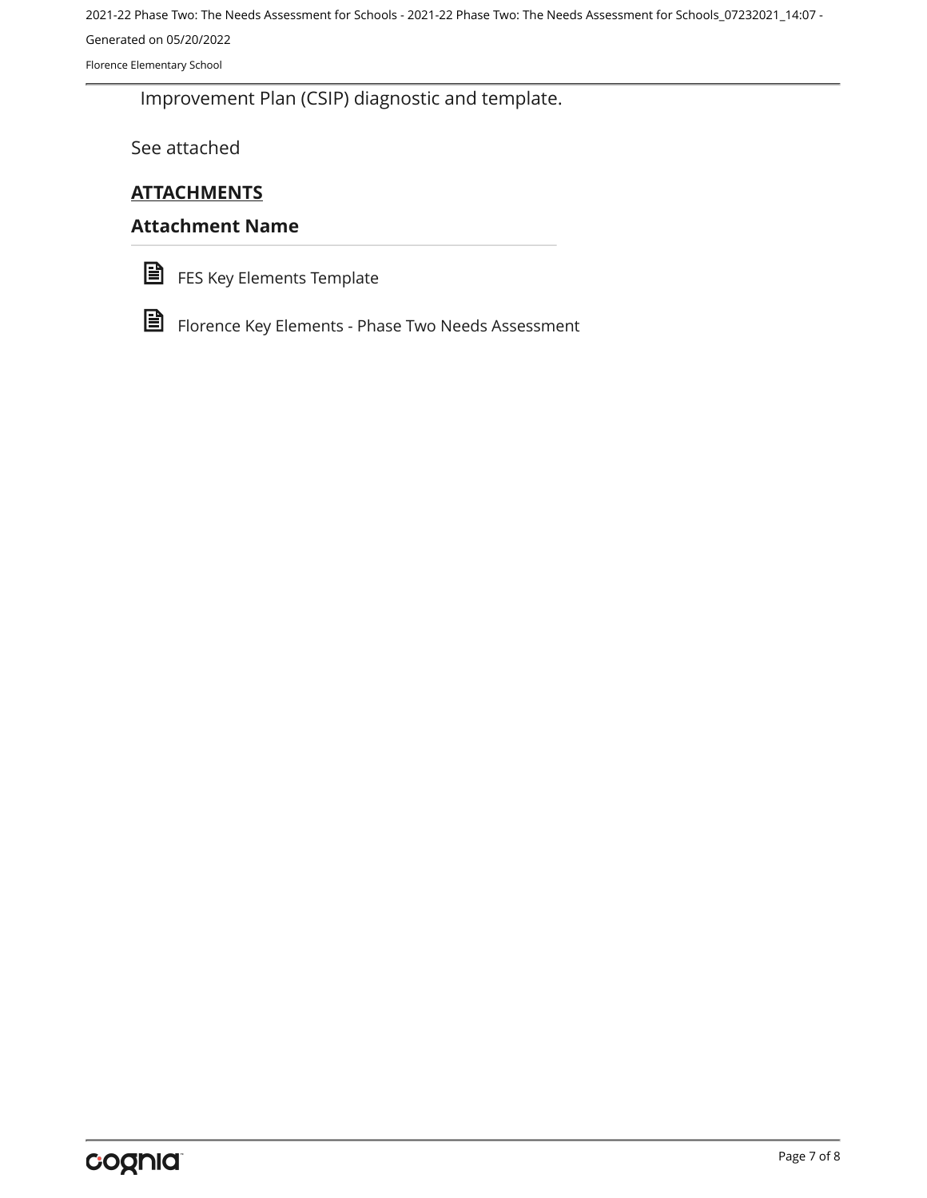Improvement Plan (CSIP) diagnostic and template.

See attached

## ATTACHMENTS

### Attachment Name

- FES Key Elements Template
- Florence Key Elements - Phase Two Needs Assessment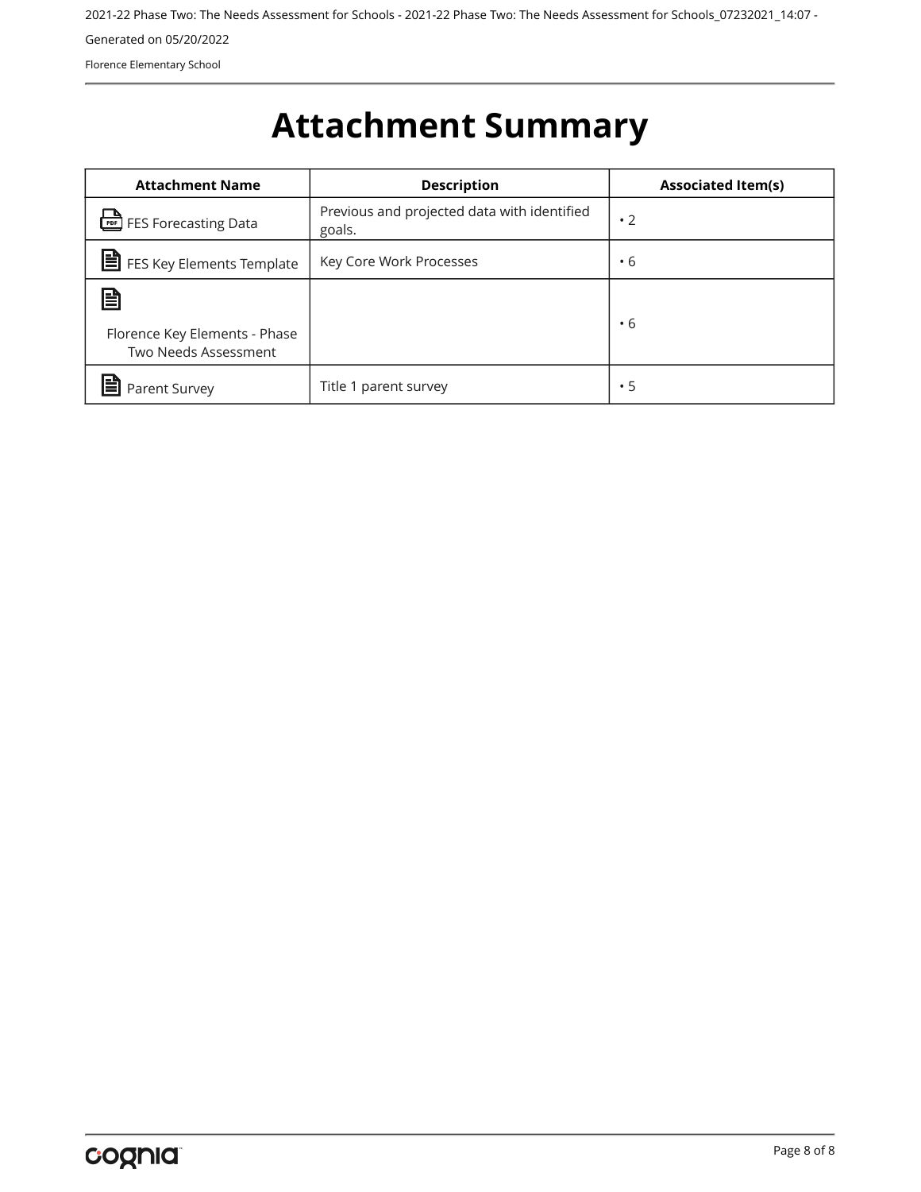# Attachment Summary

| Attachment Name | Description | Associated Item(s) |
| --- | --- | --- |
| FES Forecasting Data | Previous and projected data with identified goals. | • 2 |
| FES Key Elements Template | Key Core Work Processes | • 6 |
| Florence Key Elements - Phase Two Needs Assessment | | • 6 |
| Parent Survey | Title 1 parent survey | • 5 |